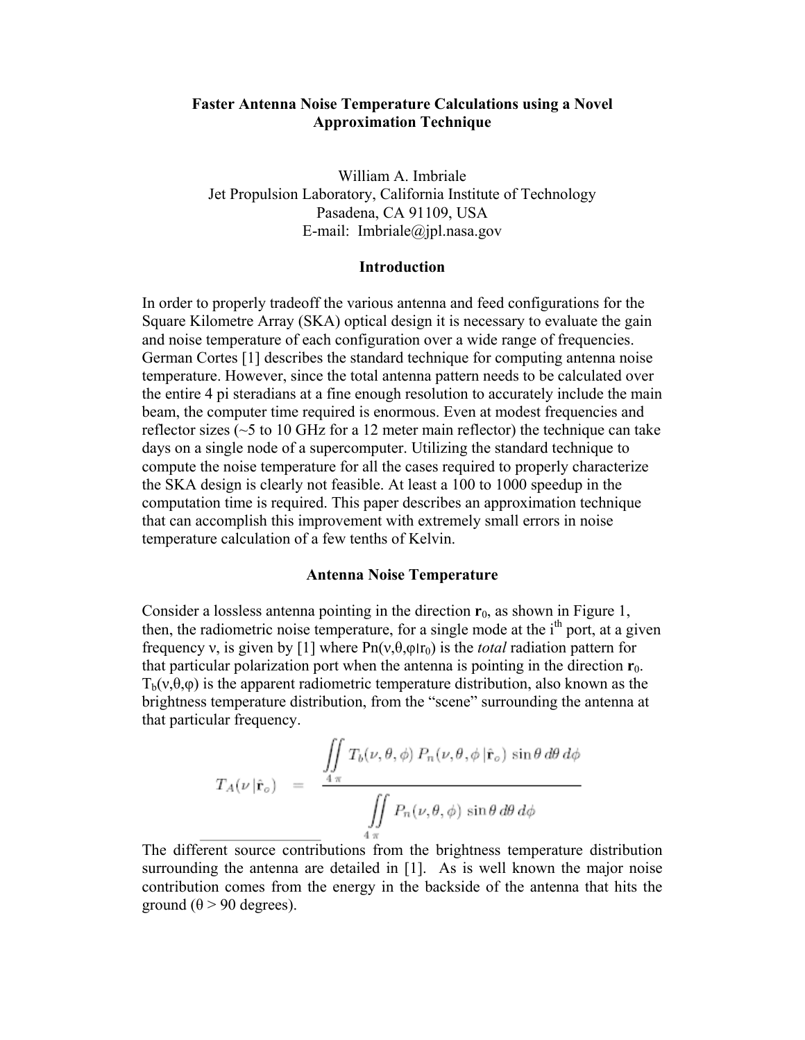# Faster Antenna Noise Temperature Calculations using a Novel Approximation Technique

William A. Imbriale
Jet Propulsion Laboratory, California Institute of Technology
Pasadena, CA 91109, USA
E-mail: Imbriale@jpl.nasa.gov

## Introduction

In order to properly tradeoff the various antenna and feed configurations for the Square Kilometre Array (SKA) optical design it is necessary to evaluate the gain and noise temperature of each configuration over a wide range of frequencies. German Cortes [1] describes the standard technique for computing antenna noise temperature. However, since the total antenna pattern needs to be calculated over the entire 4 pi steradians at a fine enough resolution to accurately include the main beam, the computer time required is enormous. Even at modest frequencies and reflector sizes (~5 to 10 GHz for a 12 meter main reflector) the technique can take days on a single node of a supercomputer. Utilizing the standard technique to compute the noise temperature for all the cases required to properly characterize the SKA design is clearly not feasible. At least a 100 to 1000 speedup in the computation time is required. This paper describes an approximation technique that can accomplish this improvement with extremely small errors in noise temperature calculation of a few tenths of Kelvin.

## Antenna Noise Temperature

Consider a lossless antenna pointing in the direction $\mathbf{r}_0$, as shown in Figure 1, then, the radiometric noise temperature, for a single mode at the $i^{th}$ port, at a given frequency ν, is given by [1] where $Pn(\nu,\theta,\varphi|r_0)$ is the *total* radiation pattern for that particular polarization port when the antenna is pointing in the direction $\mathbf{r}_0$. $T_b(\nu,\theta,\varphi)$ is the apparent radiometric temperature distribution, also known as the brightness temperature distribution, from the "scene" surrounding the antenna at that particular frequency.

$$T_A(\nu\,|\hat{\mathbf{r}}_o) = \frac{\displaystyle\iint_{4\pi} T_b(\nu,\theta,\phi)\, P_n(\nu,\theta,\phi\,|\hat{\mathbf{r}}_o)\, \sin\theta\, d\theta\, d\phi}{\displaystyle\iint_{4\pi} P_n(\nu,\theta,\phi)\, \sin\theta\, d\theta\, d\phi}$$

The different source contributions from the brightness temperature distribution surrounding the antenna are detailed in [1]. As is well known the major noise contribution comes from the energy in the backside of the antenna that hits the ground (θ > 90 degrees).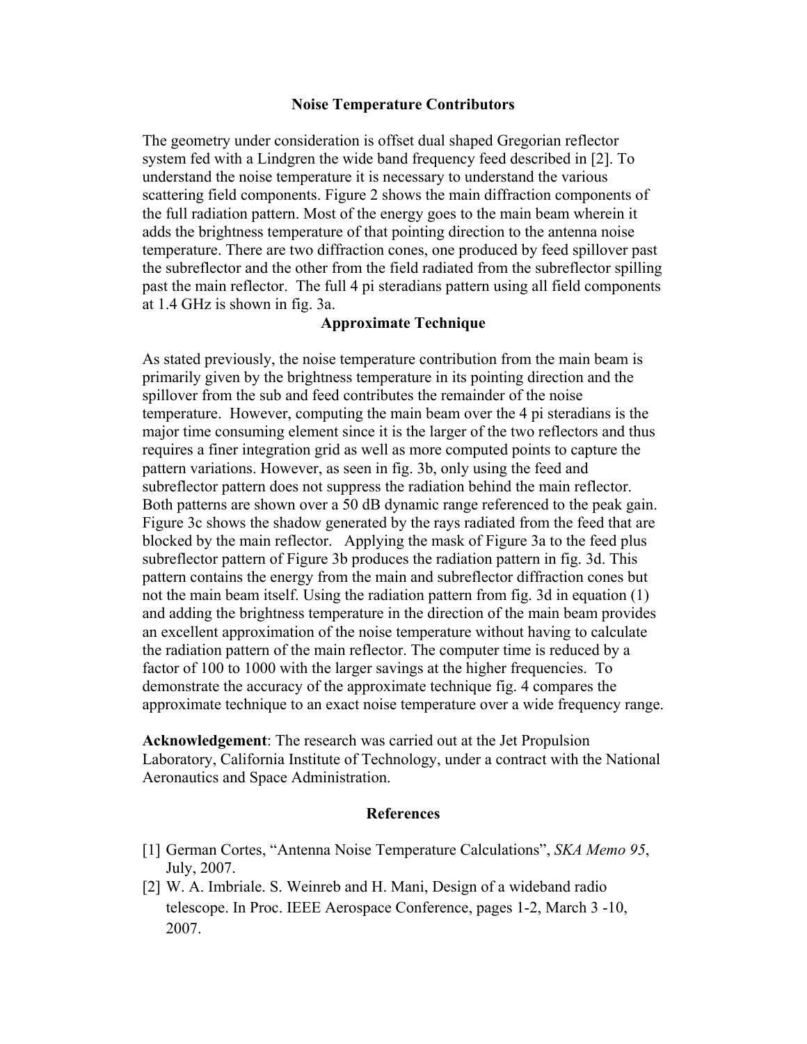## Noise Temperature Contributors

The geometry under consideration is offset dual shaped Gregorian reflector system fed with a Lindgren the wide band frequency feed described in [2]. To understand the noise temperature it is necessary to understand the various scattering field components. Figure 2 shows the main diffraction components of the full radiation pattern. Most of the energy goes to the main beam wherein it adds the brightness temperature of that pointing direction to the antenna noise temperature. There are two diffraction cones, one produced by feed spillover past the subreflector and the other from the field radiated from the subreflector spilling past the main reflector. The full 4 pi steradians pattern using all field components at 1.4 GHz is shown in fig. 3a.

## Approximate Technique

As stated previously, the noise temperature contribution from the main beam is primarily given by the brightness temperature in its pointing direction and the spillover from the sub and feed contributes the remainder of the noise temperature. However, computing the main beam over the 4 pi steradians is the major time consuming element since it is the larger of the two reflectors and thus requires a finer integration grid as well as more computed points to capture the pattern variations. However, as seen in fig. 3b, only using the feed and subreflector pattern does not suppress the radiation behind the main reflector. Both patterns are shown over a 50 dB dynamic range referenced to the peak gain. Figure 3c shows the shadow generated by the rays radiated from the feed that are blocked by the main reflector. Applying the mask of Figure 3a to the feed plus subreflector pattern of Figure 3b produces the radiation pattern in fig. 3d. This pattern contains the energy from the main and subreflector diffraction cones but not the main beam itself. Using the radiation pattern from fig. 3d in equation (1) and adding the brightness temperature in the direction of the main beam provides an excellent approximation of the noise temperature without having to calculate the radiation pattern of the main reflector. The computer time is reduced by a factor of 100 to 1000 with the larger savings at the higher frequencies. To demonstrate the accuracy of the approximate technique fig. 4 compares the approximate technique to an exact noise temperature over a wide frequency range.

**Acknowledgement**: The research was carried out at the Jet Propulsion Laboratory, California Institute of Technology, under a contract with the National Aeronautics and Space Administration.

## References

[1] German Cortes, "Antenna Noise Temperature Calculations", *SKA Memo 95*, July, 2007.

[2] W. A. Imbriale. S. Weinreb and H. Mani, Design of a wideband radio telescope. In Proc. IEEE Aerospace Conference, pages 1-2, March 3 -10, 2007.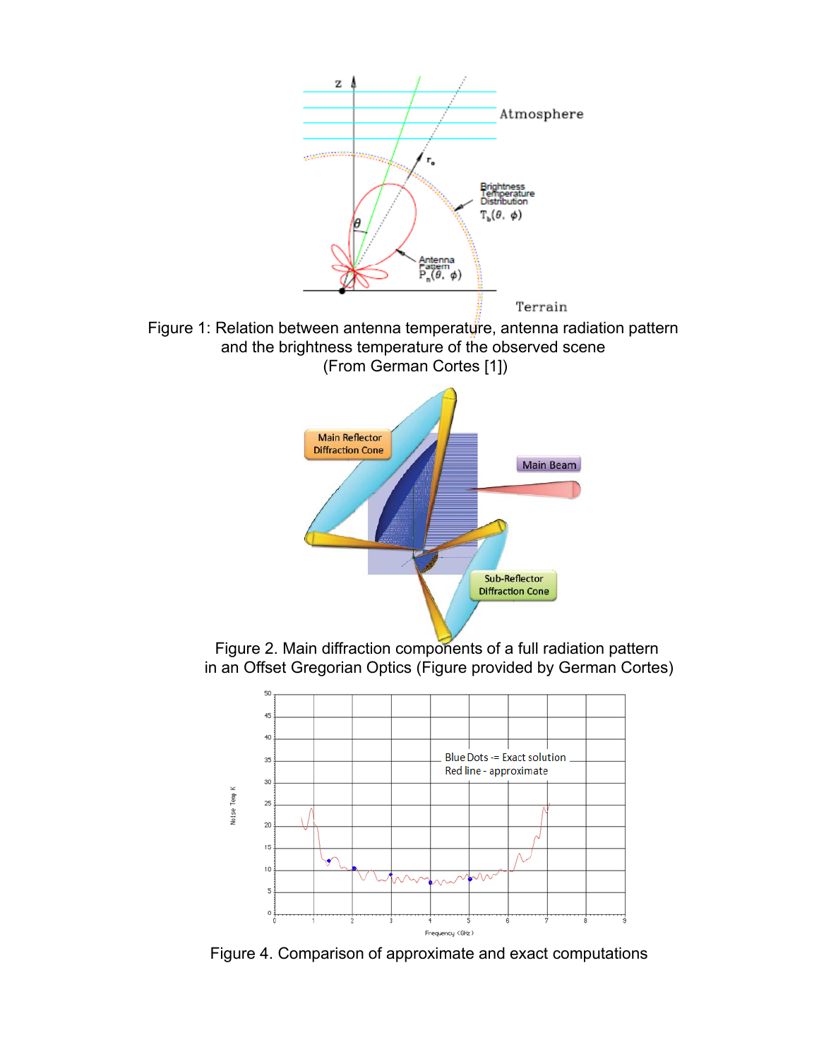Figure 1: Relation between antenna temperature, antenna radiation pattern and the brightness temperature of the observed scene (From German Cortes [1])

Figure 2. Main diffraction components of a full radiation pattern in an Offset Gregorian Optics (Figure provided by German Cortes)

Figure 4. Comparison of approximate and exact computations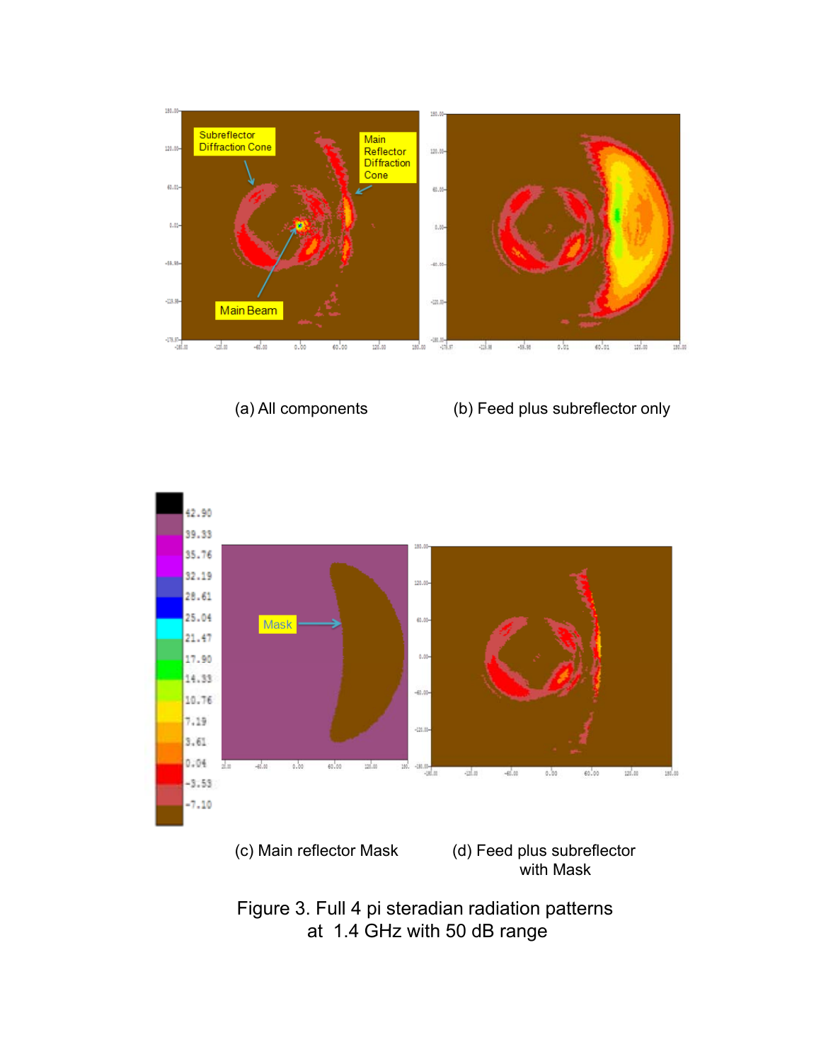Subreflector Diffraction Cone

Main Reflector Diffraction Cone

Main Beam

(a) All components

(b) Feed plus subreflector only

42.90
39.33
35.76
32.19
28.61
25.04
21.47
17.90
14.33
10.76
7.19
3.61
0.04
-3.53
-7.10

Mask

(c) Main reflector Mask

(d) Feed plus subreflector with Mask

Figure 3. Full 4 pi steradian radiation patterns at 1.4 GHz with 50 dB range